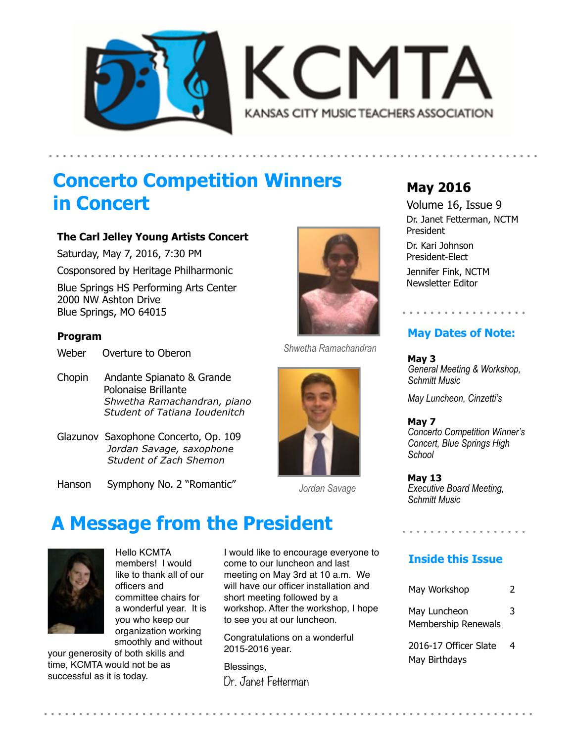# KCMTA

KANSAS CITY MUSIC TEACHERS ASSOCIATION

## Concerto Competition Winners in Concert

**The Carl Jelley Young Artists Concert**

Saturday, May 7, 2016, 7:30 PM

Cosponsored by Heritage Philharmonic

Blue Springs HS Performing Arts Center
2000 NW Ashton Drive
Blue Springs, MO 64015

**Program**

Weber — Overture to Oberon

Chopin — Andante Spianato & Grande Polonaise Brillante
*Shwetha Ramachandran, piano*
*Student of Tatiana Ioudenitch*

Glazunov — Saxophone Concerto, Op. 109
*Jordan Savage, saxophone*
*Student of Zach Shemon*

Hanson — Symphony No. 2 "Romantic"

*Shwetha Ramachandran*

*Jordan Savage*

## A Message from the President

Hello KCMTA members! I would like to thank all of our officers and committee chairs for a wonderful year. It is you who keep our organization working smoothly and without your generosity of both skills and time, KCMTA would not be as successful as it is today.

I would like to encourage everyone to come to our luncheon and last meeting on May 3rd at 10 a.m. We will have our officer installation and short meeting followed by a workshop. After the workshop, I hope to see you at our luncheon.

Congratulations on a wonderful 2015-2016 year.

Blessings,

Dr. Janet Fetterman

### May 2016

Volume 16, Issue 9

Dr. Janet Fetterman, NCTM
President

Dr. Kari Johnson
President-Elect

Jennifer Fink, NCTM
Newsletter Editor

### May Dates of Note:

**May 3**
*General Meeting & Workshop, Schmitt Music*

*May Luncheon, Cinzetti's*

**May 7**
*Concerto Competition Winner's Concert, Blue Springs High School*

**May 13**
*Executive Board Meeting, Schmitt Music*

### Inside this Issue

| | |
|---|---|
| May Workshop | 2 |
| May Luncheon<br>Membership Renewals | 3 |
| 2016-17 Officer Slate<br>May Birthdays | 4 |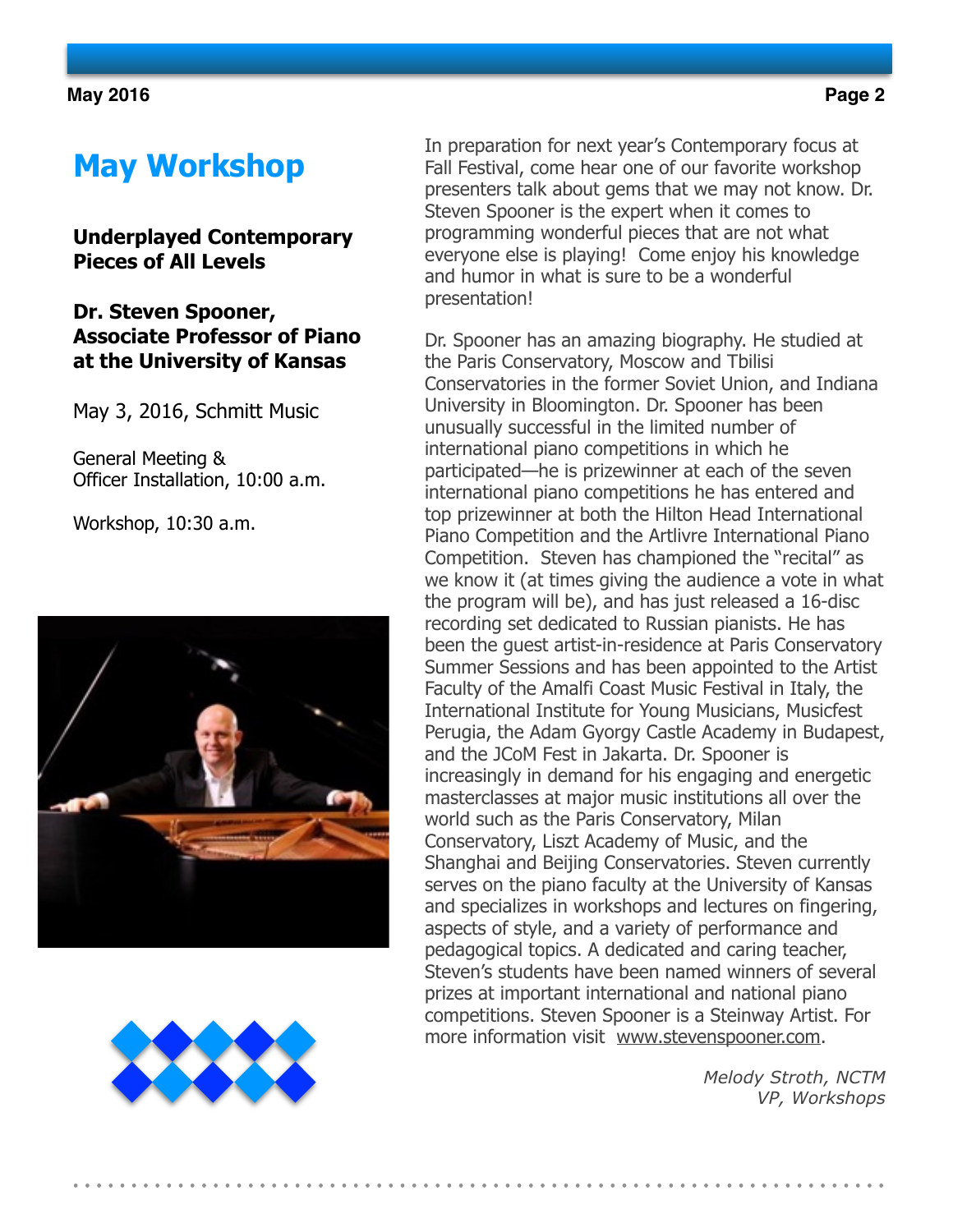# May Workshop

**Underplayed Contemporary Pieces of All Levels**

**Dr. Steven Spooner, Associate Professor of Piano at the University of Kansas**

May 3, 2016, Schmitt Music

General Meeting &
Officer Installation, 10:00 a.m.

Workshop, 10:30 a.m.

In preparation for next year's Contemporary focus at Fall Festival, come hear one of our favorite workshop presenters talk about gems that we may not know. Dr. Steven Spooner is the expert when it comes to programming wonderful pieces that are not what everyone else is playing! Come enjoy his knowledge and humor in what is sure to be a wonderful presentation!

Dr. Spooner has an amazing biography. He studied at the Paris Conservatory, Moscow and Tbilisi Conservatories in the former Soviet Union, and Indiana University in Bloomington. Dr. Spooner has been unusually successful in the limited number of international piano competitions in which he participated—he is prizewinner at each of the seven international piano competitions he has entered and top prizewinner at both the Hilton Head International Piano Competition and the Artlivre International Piano Competition. Steven has championed the "recital" as we know it (at times giving the audience a vote in what the program will be), and has just released a 16-disc recording set dedicated to Russian pianists. He has been the guest artist-in-residence at Paris Conservatory Summer Sessions and has been appointed to the Artist Faculty of the Amalfi Coast Music Festival in Italy, the International Institute for Young Musicians, Musicfest Perugia, the Adam Gyorgy Castle Academy in Budapest, and the JCoM Fest in Jakarta. Dr. Spooner is increasingly in demand for his engaging and energetic masterclasses at major music institutions all over the world such as the Paris Conservatory, Milan Conservatory, Liszt Academy of Music, and the Shanghai and Beijing Conservatories. Steven currently serves on the piano faculty at the University of Kansas and specializes in workshops and lectures on fingering, aspects of style, and a variety of performance and pedagogical topics. A dedicated and caring teacher, Steven's students have been named winners of several prizes at important international and national piano competitions. Steven Spooner is a Steinway Artist. For more information visit www.stevenspooner.com.

*Melody Stroth, NCTM*
*VP, Workshops*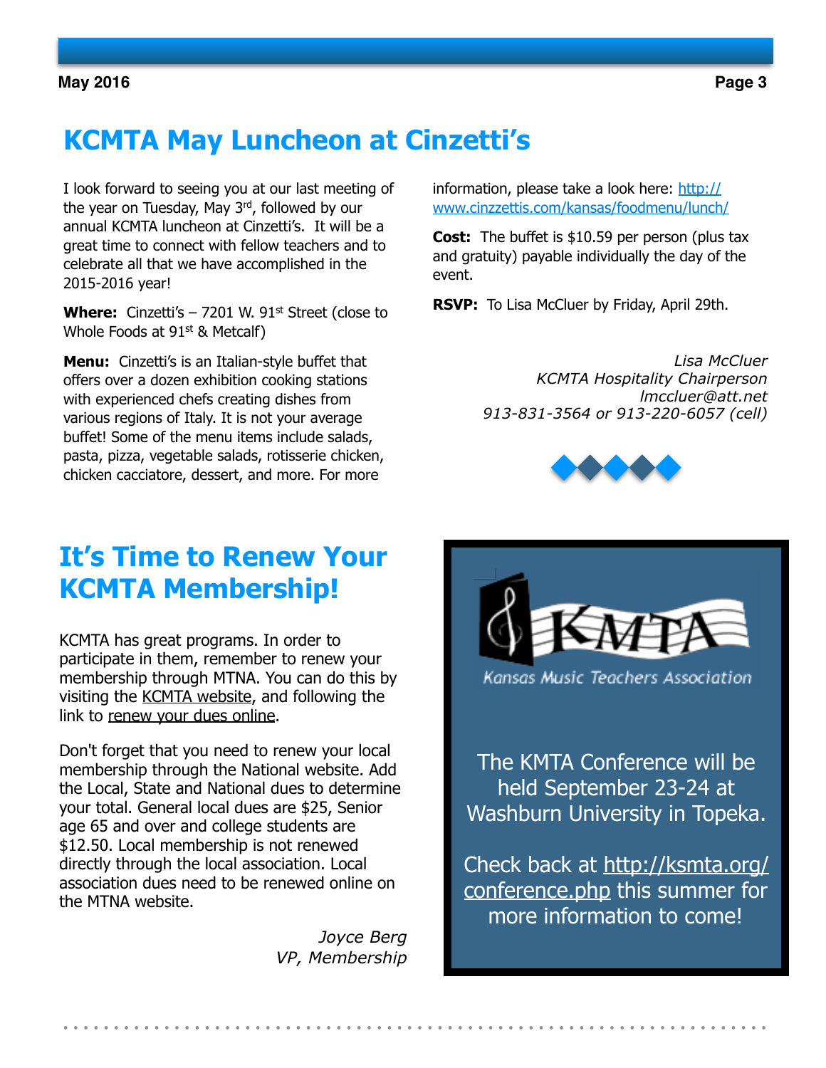# KCMTA May Luncheon at Cinzetti's

I look forward to seeing you at our last meeting of the year on Tuesday, May 3rd, followed by our annual KCMTA luncheon at Cinzetti's. It will be a great time to connect with fellow teachers and to celebrate all that we have accomplished in the 2015-2016 year!

**Where:** Cinzetti's – 7201 W. 91st Street (close to Whole Foods at 91st & Metcalf)

**Menu:** Cinzetti's is an Italian-style buffet that offers over a dozen exhibition cooking stations with experienced chefs creating dishes from various regions of Italy. It is not your average buffet! Some of the menu items include salads, pasta, pizza, vegetable salads, rotisserie chicken, chicken cacciatore, dessert, and more. For more information, please take a look here: http://www.cinzzettis.com/kansas/foodmenu/lunch/

**Cost:** The buffet is $10.59 per person (plus tax and gratuity) payable individually the day of the event.

**RSVP:** To Lisa McCluer by Friday, April 29th.

*Lisa McCluer*
*KCMTA Hospitality Chairperson*
*lmccluer@att.net*
*913-831-3564 or 913-220-6057 (cell)*

# It's Time to Renew Your KCMTA Membership!

KCMTA has great programs. In order to participate in them, remember to renew your membership through MTNA. You can do this by visiting the KCMTA website, and following the link to renew your dues online.

Don't forget that you need to renew your local membership through the National website. Add the Local, State and National dues to determine your total. General local dues are $25, Senior age 65 and over and college students are $12.50. Local membership is not renewed directly through the local association. Local association dues need to be renewed online on the MTNA website.

*Joyce Berg*
*VP, Membership*

KMTA

Kansas Music Teachers Association

The KMTA Conference will be held September 23-24 at Washburn University in Topeka.

Check back at http://ksmta.org/conference.php this summer for more information to come!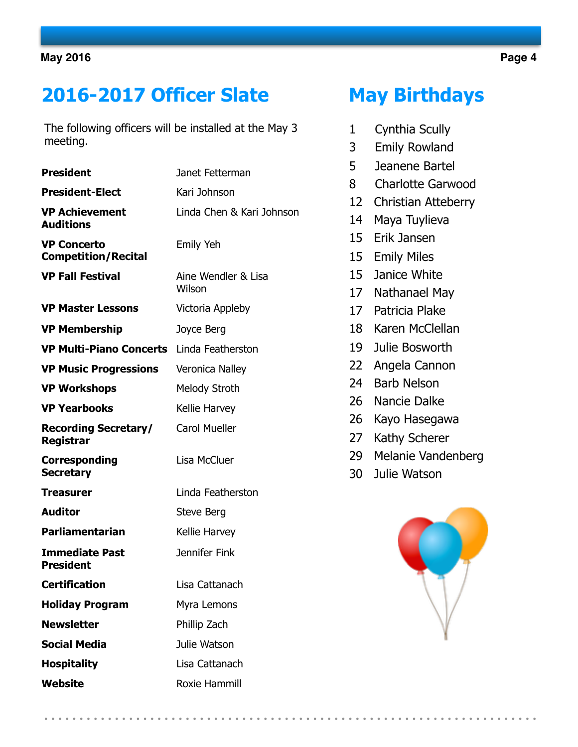## 2016-2017 Officer Slate

The following officers will be installed at the May 3 meeting.

| | |
|---|---|
| **President** | Janet Fetterman |
| **President-Elect** | Kari Johnson |
| **VP Achievement Auditions** | Linda Chen & Kari Johnson |
| **VP Concerto Competition/Recital** | Emily Yeh |
| **VP Fall Festival** | Aine Wendler & Lisa Wilson |
| **VP Master Lessons** | Victoria Appleby |
| **VP Membership** | Joyce Berg |
| **VP Multi-Piano Concerts** | Linda Featherston |
| **VP Music Progressions** | Veronica Nalley |
| **VP Workshops** | Melody Stroth |
| **VP Yearbooks** | Kellie Harvey |
| **Recording Secretary/ Registrar** | Carol Mueller |
| **Corresponding Secretary** | Lisa McCluer |
| **Treasurer** | Linda Featherston |
| **Auditor** | Steve Berg |
| **Parliamentarian** | Kellie Harvey |
| **Immediate Past President** | Jennifer Fink |
| **Certification** | Lisa Cattanach |
| **Holiday Program** | Myra Lemons |
| **Newsletter** | Phillip Zach |
| **Social Media** | Julie Watson |
| **Hospitality** | Lisa Cattanach |
| **Website** | Roxie Hammill |

## May Birthdays

| | |
|---|---|
| 1 | Cynthia Scully |
| 3 | Emily Rowland |
| 5 | Jeanene Bartel |
| 8 | Charlotte Garwood |
| 12 | Christian Atteberry |
| 14 | Maya Tuylieva |
| 15 | Erik Jansen |
| 15 | Emily Miles |
| 15 | Janice White |
| 17 | Nathanael May |
| 17 | Patricia Plake |
| 18 | Karen McClellan |
| 19 | Julie Bosworth |
| 22 | Angela Cannon |
| 24 | Barb Nelson |
| 26 | Nancie Dalke |
| 26 | Kayo Hasegawa |
| 27 | Kathy Scherer |
| 29 | Melanie Vandenberg |
| 30 | Julie Watson |